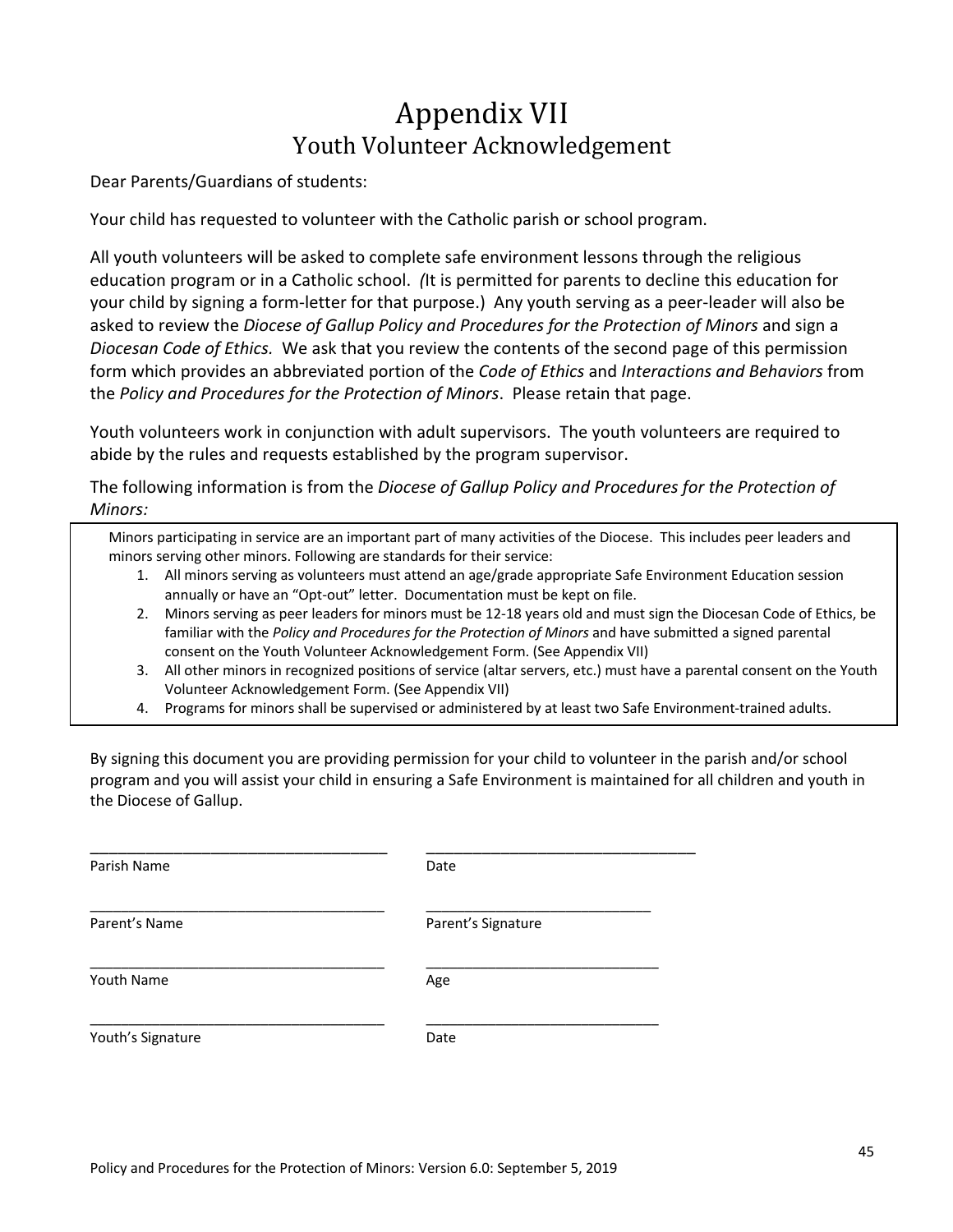# Appendix VII

## Youth Volunteer Acknowledgement

Dear Parents/Guardians of students:

Your child has requested to volunteer with the Catholic parish or school program.

All youth volunteers will be asked to complete safe environment lessons through the religious education program or in a Catholic school. *(*It is permitted for parents to decline this education for your child by signing a form-letter for that purpose.) Any youth serving as a peer-leader will also be asked to review the *Diocese of Gallup Policy and Procedures for the Protection of Minors* and sign a *Diocesan Code of Ethics.* We ask that you review the contents of the second page of this permission form which provides an abbreviated portion of the *Code of Ethics* and *Interactions and Behaviors* from the *Policy and Procedures for the Protection of Minors*. Please retain that page.

Youth volunteers work in conjunction with adult supervisors. The youth volunteers are required to abide by the rules and requests established by the program supervisor.

The following information is from the *Diocese of Gallup Policy and Procedures for the Protection of Minors:*

> Minors participating in service are an important part of many activities of the Diocese. This includes peer leaders and minors serving other minors. Following are standards for their service:
>
> 1. All minors serving as volunteers must attend an age/grade appropriate Safe Environment Education session annually or have an "Opt-out" letter. Documentation must be kept on file.
> 2. Minors serving as peer leaders for minors must be 12-18 years old and must sign the Diocesan Code of Ethics, be familiar with the *Policy and Procedures for the Protection of Minors* and have submitted a signed parental consent on the Youth Volunteer Acknowledgement Form. (See Appendix VII)
> 3. All other minors in recognized positions of service (altar servers, etc.) must have a parental consent on the Youth Volunteer Acknowledgement Form. (See Appendix VII)
> 4. Programs for minors shall be supervised or administered by at least two Safe Environment-trained adults.

By signing this document you are providing permission for your child to volunteer in the parish and/or school program and you will assist your child in ensuring a Safe Environment is maintained for all children and youth in the Diocese of Gallup.

\_\_\_\_\_\_\_\_\_\_\_\_\_\_\_\_\_\_\_\_\_\_\_\_\_\_\_\_\_\_\_\_\_\_\_\_ \_\_\_\_\_\_\_\_\_\_\_\_\_\_\_\_\_\_\_\_\_\_\_\_\_\_\_\_\_\_\_\_\_
Parish Name Date

\_\_\_\_\_\_\_\_\_\_\_\_\_\_\_\_\_\_\_\_\_\_\_\_\_\_\_\_\_\_\_\_\_\_\_\_ \_\_\_\_\_\_\_\_\_\_\_\_\_\_\_\_\_\_\_\_\_\_\_\_\_\_\_\_
Parent's Name Parent's Signature

\_\_\_\_\_\_\_\_\_\_\_\_\_\_\_\_\_\_\_\_\_\_\_\_\_\_\_\_\_\_\_\_\_\_\_\_ \_\_\_\_\_\_\_\_\_\_\_\_\_\_\_\_\_\_\_\_\_\_\_\_\_\_\_\_\_
Youth Name Age

\_\_\_\_\_\_\_\_\_\_\_\_\_\_\_\_\_\_\_\_\_\_\_\_\_\_\_\_\_\_\_\_\_\_\_\_ \_\_\_\_\_\_\_\_\_\_\_\_\_\_\_\_\_\_\_\_\_\_\_\_\_\_\_\_\_
Youth's Signature Date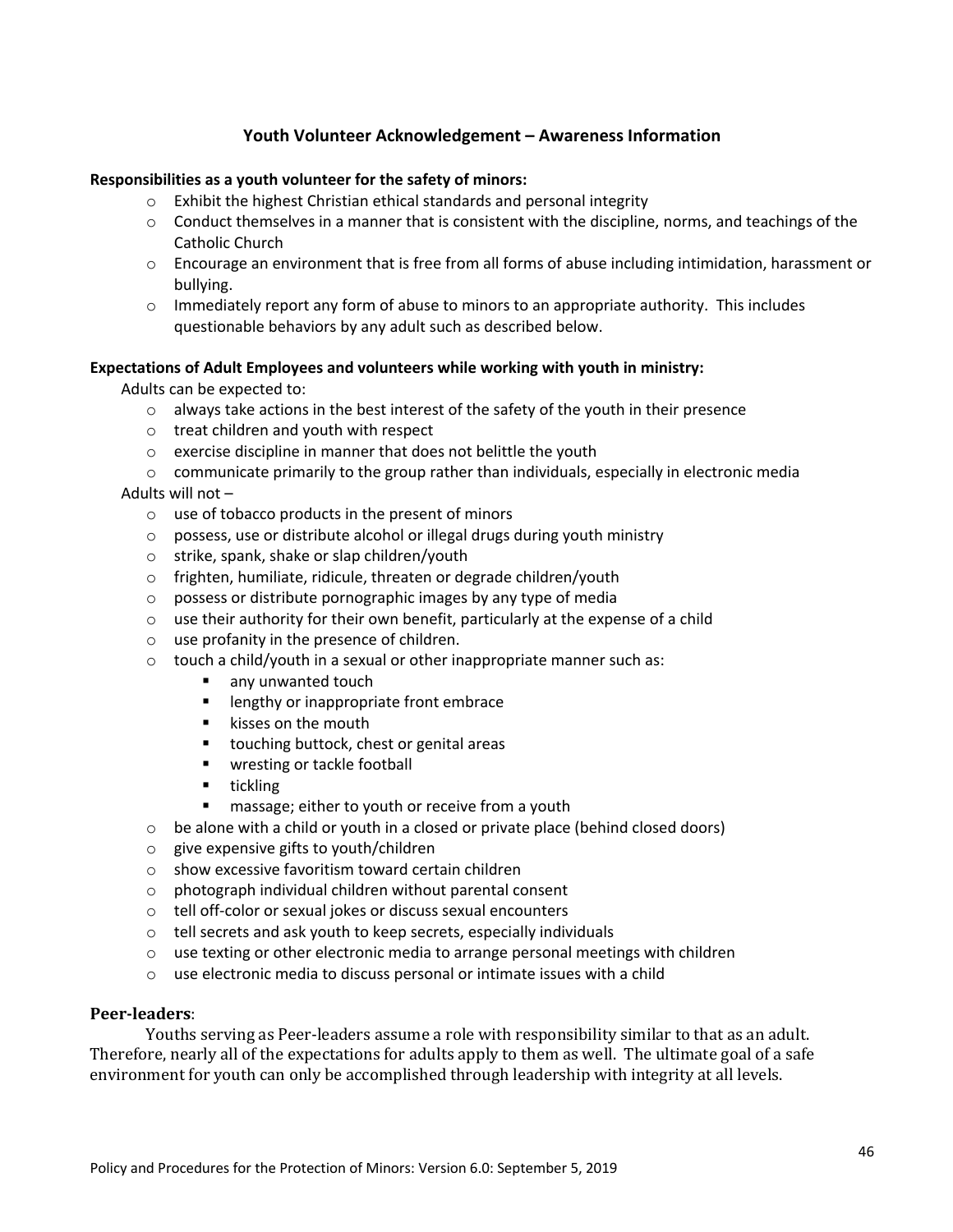## Youth Volunteer Acknowledgement – Awareness Information

**Responsibilities as a youth volunteer for the safety of minors:**

- Exhibit the highest Christian ethical standards and personal integrity
- Conduct themselves in a manner that is consistent with the discipline, norms, and teachings of the Catholic Church
- Encourage an environment that is free from all forms of abuse including intimidation, harassment or bullying.
- Immediately report any form of abuse to minors to an appropriate authority. This includes questionable behaviors by any adult such as described below.

**Expectations of Adult Employees and volunteers while working with youth in ministry:**

Adults can be expected to:

- always take actions in the best interest of the safety of the youth in their presence
- treat children and youth with respect
- exercise discipline in manner that does not belittle the youth
- communicate primarily to the group rather than individuals, especially in electronic media

Adults will not –

- use of tobacco products in the present of minors
- possess, use or distribute alcohol or illegal drugs during youth ministry
- strike, spank, shake or slap children/youth
- frighten, humiliate, ridicule, threaten or degrade children/youth
- possess or distribute pornographic images by any type of media
- use their authority for their own benefit, particularly at the expense of a child
- use profanity in the presence of children.
- touch a child/youth in a sexual or other inappropriate manner such as:
  - any unwanted touch
  - lengthy or inappropriate front embrace
  - kisses on the mouth
  - touching buttock, chest or genital areas
  - wresting or tackle football
  - tickling
  - massage; either to youth or receive from a youth
- be alone with a child or youth in a closed or private place (behind closed doors)
- give expensive gifts to youth/children
- show excessive favoritism toward certain children
- photograph individual children without parental consent
- tell off-color or sexual jokes or discuss sexual encounters
- tell secrets and ask youth to keep secrets, especially individuals
- use texting or other electronic media to arrange personal meetings with children
- use electronic media to discuss personal or intimate issues with a child

**Peer-leaders**:

Youths serving as Peer-leaders assume a role with responsibility similar to that as an adult. Therefore, nearly all of the expectations for adults apply to them as well. The ultimate goal of a safe environment for youth can only be accomplished through leadership with integrity at all levels.